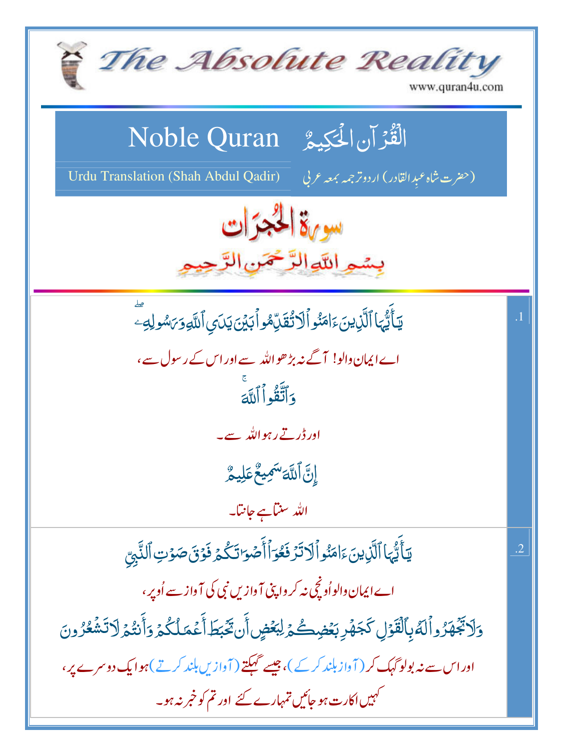# The Absolute Reality

www.quran4u.com

## Noble Quran — الْقُرْآنُ الْحَكِيمُ

Urdu Translation (Shah Abdul Qadir) — (حضرت شاہ عبدِالقادر) اردو ترجمہ بمعہ عربی

## سورة الحجرات

بِسْمِ اللّٰهِ الرَّحْمٰنِ الرَّحِيمِ

**.1**

يَٰٓأَيُّهَا ٱلَّذِينَ ءَامَنُوا۟ لَا تُقَدِّمُوا۟ بَيْنَ يَدَىِ ٱللَّهِ وَرَسُولِهِۦ ۖ

اے ایمان والو! آگے نہ بڑھو اللہ سے اور اس کے رسول سے،

وَٱتَّقُوا۟ ٱللَّهَ ۚ

اور ڈرتے رہو اللہ سے۔

إِنَّ ٱللَّهَ سَمِيعٌ عَلِيمٌ

اللہ سنتا ہے جانتا۔

**.2**

يَٰٓأَيُّهَا ٱلَّذِينَ ءَامَنُوا۟ لَا تَرْفَعُوٓا۟ أَصْوَٰتَكُمْ فَوْقَ صَوْتِ ٱلنَّبِىِّ

اے ایمان والو اُونچی نہ کرو اپنی آوازیں نبی کی آواز سے اُوپر،

وَلَا تَجْهَرُوا۟ لَهُۥ بِٱلْقَوْلِ كَجَهْرِ بَعْضِكُمْ لِبَعْضٍ أَن تَحْبَطَ أَعْمَٰلُكُمْ وَأَنتُمْ لَا تَشْعُرُونَ

اور اس سے نہ بولو کھک کر (آواز بلند کرکے)، جیسے کھکتے (آوازیں بلند کرتے) ہو ایک دوسرے پر،

کہیں اکارت ہو جائیں تمہارے کئے اور تم کو خبر نہ ہو۔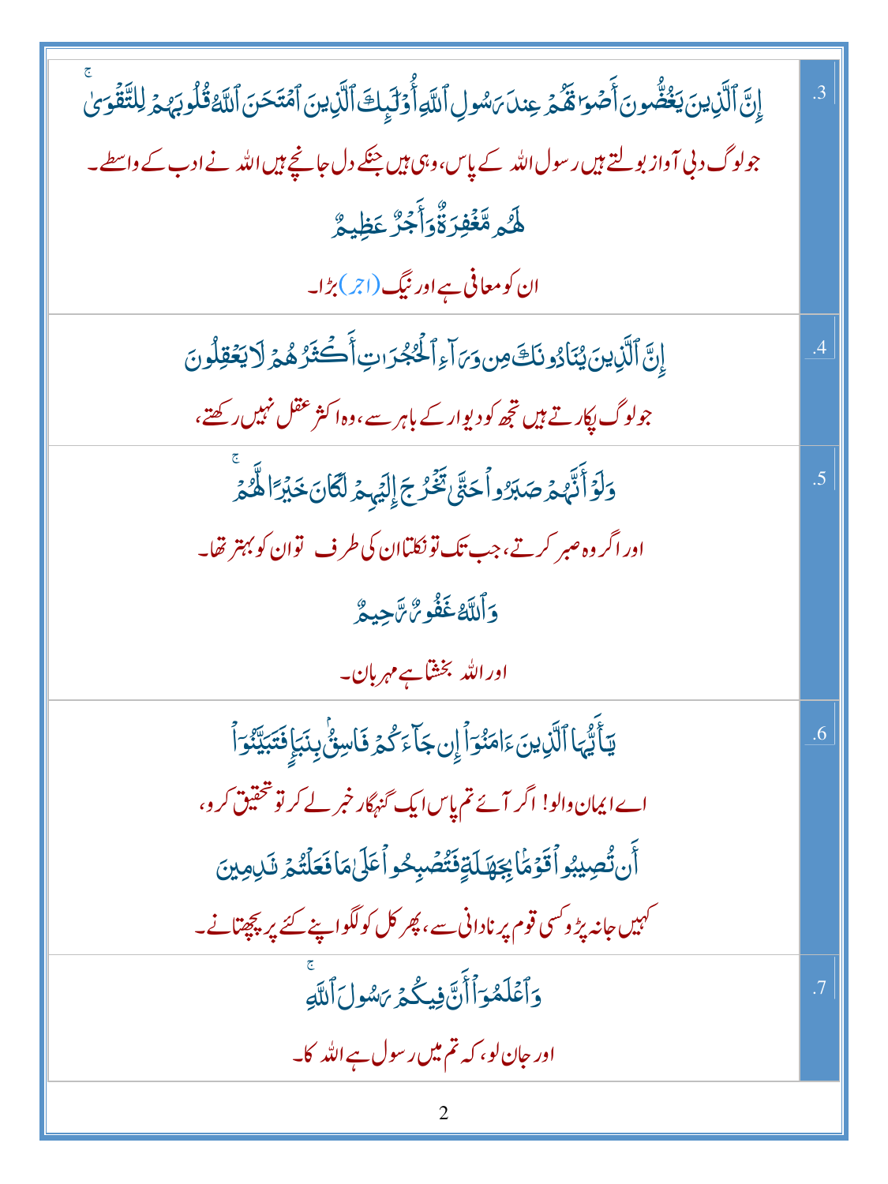| | |
|---|---|
| إِنَّ ٱلَّذِينَ يَغُضُّونَ أَصۡوَٰتَهُمۡ عِندَ رَسُولِ ٱللَّهِ أُوْلَٰٓئِكَ ٱلَّذِينَ ٱمۡتَحَنَ ٱللَّهُ قُلُوبَهُمۡ لِلتَّقۡوَىٰۚ<br>جو لوگ دبی آواز بولتے ہیں رسول اللہ کے پاس، وہی ہیں جنکے دل جانچے ہیں اللہ نے ادب کے واسطے۔<br>لَهُم مَّغۡفِرَةٞ وَأَجۡرٌ عَظِيمٌ<br>ان کو معافی ہے اور نیگ (اجر) بڑا۔ | .3 |
| إِنَّ ٱلَّذِينَ يُنَادُونَكَ مِن وَرَآءِ ٱلۡحُجُرَٰتِ أَكۡثَرُهُمۡ لَا يَعۡقِلُونَ<br>جو لوگ پکارتے ہیں تجھ کو دیوار کے باہر سے، وہ اکثر عقل نہیں رکھتے، | .4 |
| وَلَوۡ أَنَّهُمۡ صَبَرُواْ حَتَّىٰ تَخۡرُجَ إِلَيۡهِمۡ لَكَانَ خَيۡرٗا لَّهُمۡۚ<br>اور اگر وہ صبر کرتے، جب تک تو نکلتا ان کی طرف تو ان کو بہتر تھا۔<br>وَٱللَّهُ غَفُورٞ رَّحِيمٞ<br>اور اللہ بخشتا ہے مہربان۔ | .5 |
| يَٰٓأَيُّهَا ٱلَّذِينَ ءَامَنُوٓاْ إِن جَآءَكُمۡ فَاسِقُۢ بِنَبَإٖ فَتَبَيَّنُوٓاْ<br>اے ایمان والو! اگر آئے تم پاس ایک گنہگار خبر لے کر تو تحقیق کرو،<br>أَن تُصِيبُواْ قَوۡمَۢا بِجَهَٰلَةٖ فَتُصۡبِحُواْ عَلَىٰ مَا فَعَلۡتُمۡ نَٰدِمِينَ<br>کہیں جا نہ پڑو کسی قوم پر نادانی سے، پھر کل کو لگو اپنے کئے پر پچھتانے۔ | .6 |
| وَٱعۡلَمُوٓاْ أَنَّ فِيكُمۡ رَسُولَ ٱللَّهِۚ<br>اور جان لو، کہ تم میں رسول ہے اللہ کا۔ | .7 |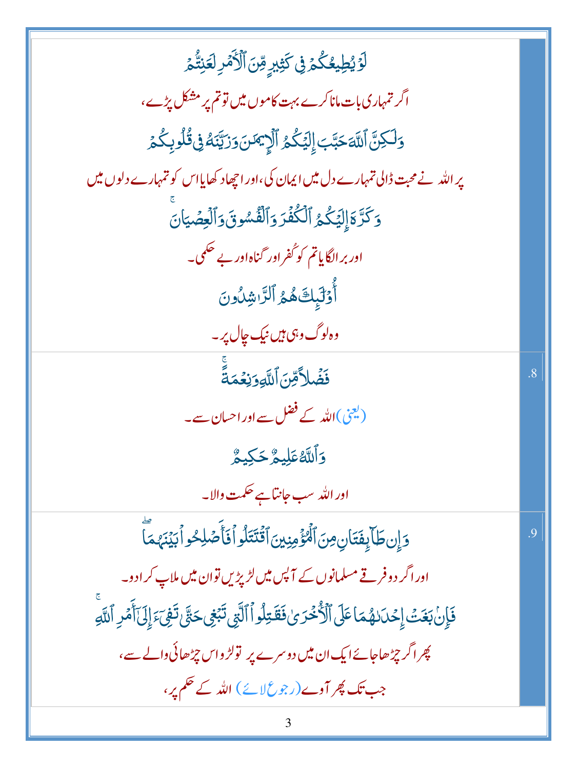| | |
|---|---|
| لَوۡ يُطِيعُكُمۡ فِي كَثِيرٖ مِّنَ ٱلۡأَمۡرِ لَعَنِتُّمۡ<br>اگر تمہاری بات مانا کرے بہت کاموں میں تو تم پر مشکل پڑے،<br>وَلَٰكِنَّ ٱللَّهَ حَبَّبَ إِلَيۡكُمُ ٱلۡإِيمَٰنَ وَزَيَّنَهُۥ فِي قُلُوبِكُمۡ<br>پر اللہ نے محبت ڈالی تمہارے دل میں ایمان کی، اور اچھا دکھایا اس کو تمہارے دلوں میں<br>وَكَرَّهَ إِلَيۡكُمُ ٱلۡكُفۡرَ وَٱلۡفُسُوقَ وَٱلۡعِصۡيَانَۚ<br>اور برا لگایا تم کو کفر اور گناہ اور بے حکمی۔<br>أُوْلَٰٓئِكَ هُمُ ٱلرَّٰشِدُونَ<br>وہ لوگ وہی ہیں نیک چال پر۔ | |
| فَضۡلٗا مِّنَ ٱللَّهِ وَنِعۡمَةٗۚ<br>(یعنی) اللہ کے فضل سے اور احسان سے۔<br>وَٱللَّهُ عَلِيمٌ حَكِيمٞ<br>اور اللہ سب جانتا ہے حکمت والا۔ | .8 |
| وَإِن طَآئِفَتَانِ مِنَ ٱلۡمُؤۡمِنِينَ ٱقۡتَتَلُواْ فَأَصۡلِحُواْ بَيۡنَهُمَاۖ<br>اور اگر دو فرقے مسلمانوں کے آپس میں لڑ پڑیں تو ان میں ملاپ کرا دو۔<br>فَإِنۢ بَغَتۡ إِحۡدَىٰهُمَا عَلَى ٱلۡأُخۡرَىٰ فَقَٰتِلُواْ ٱلَّتِي تَبۡغِي حَتَّىٰ تَفِيٓءَ إِلَىٰٓ أَمۡرِ ٱللَّهِۚ<br>پھر اگر چڑھا جائے ایک ان میں دوسرے پر تو لڑو اس چڑھائی والے سے،<br>جب تک پھر آوے (رجوع لائے) اللہ کے حکم پر، | .9 |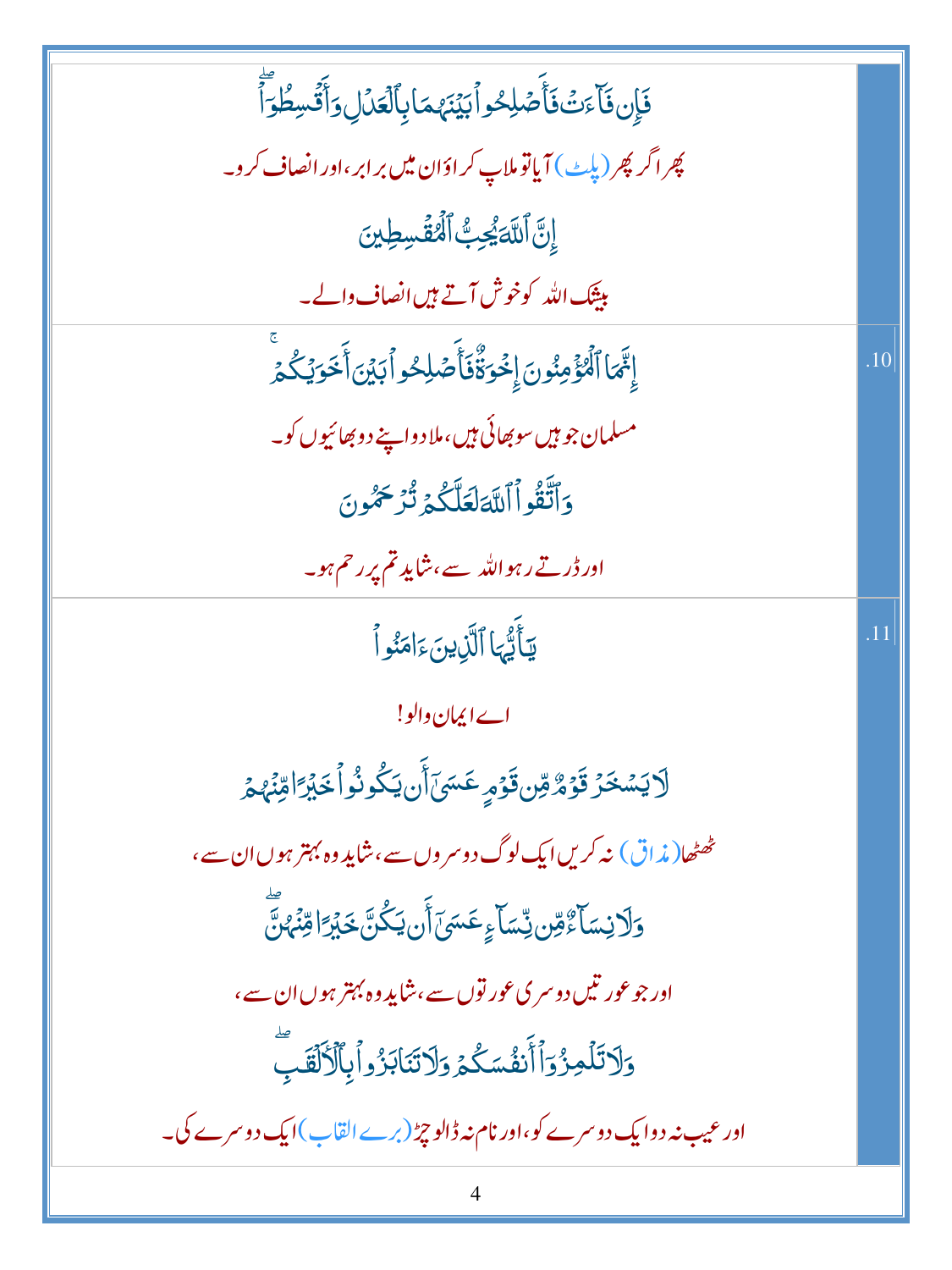| | |
|---|---|
| فَإِن فَآءَتۡ فَأَصۡلِحُواْ بَيۡنَهُمَا بِٱلۡعَدۡلِ وَأَقۡسِطُوٓاْۖ<br>پھر اگر پھر (پلٹ) آیا تو ملاپ کراؤان میں برابر، اور انصاف کرو۔<br>إِنَّ ٱللَّهَ يُحِبُّ ٱلۡمُقۡسِطِينَ<br>بیشک اللہ کو خوش آتے ہیں انصاف والے۔ | |
| إِنَّمَا ٱلۡمُؤۡمِنُونَ إِخۡوَةٞ فَأَصۡلِحُواْ بَيۡنَ أَخَوَيۡكُمۡۚ<br>مسلمان جو ہیں سو بھائی ہیں، ملادو اپنے دو بھائیوں کو۔<br>وَٱتَّقُواْ ٱللَّهَ لَعَلَّكُمۡ تُرۡحَمُونَ<br>اور ڈرتے رہو اللہ سے، شاید تم پر رحم ہو۔ | .10 |
| يَٰٓأَيُّهَا ٱلَّذِينَ ءَامَنُواْ<br>اے ایمان والو!<br>لَا يَسۡخَرۡ قَوۡمٞ مِّن قَوۡمٍ عَسَىٰٓ أَن يَكُونُواْ خَيۡرٗا مِّنۡهُمۡ<br>ٹھٹھا (مذاق) نہ کریں ایک لوگ دوسروں سے، شاید وہ بہتر ہوں ان سے،<br>وَلَا نِسَآءٞ مِّن نِّسَآءٍ عَسَىٰٓ أَن يَكُنَّ خَيۡرٗا مِّنۡهُنَّۖ<br>اور جو عورتیں دوسری عورتوں سے، شاید وہ بہتر ہوں ان سے،<br>وَلَا تَلۡمِزُوٓاْ أَنفُسَكُمۡ وَلَا تَنَابَزُواْ بِٱلۡأَلۡقَٰبِۖ<br>اور عیب نہ دو ایک دوسرے کو، اور نام نہ ڈالو چڑ (برے القاب) ایک دوسرے کی۔ | .11 |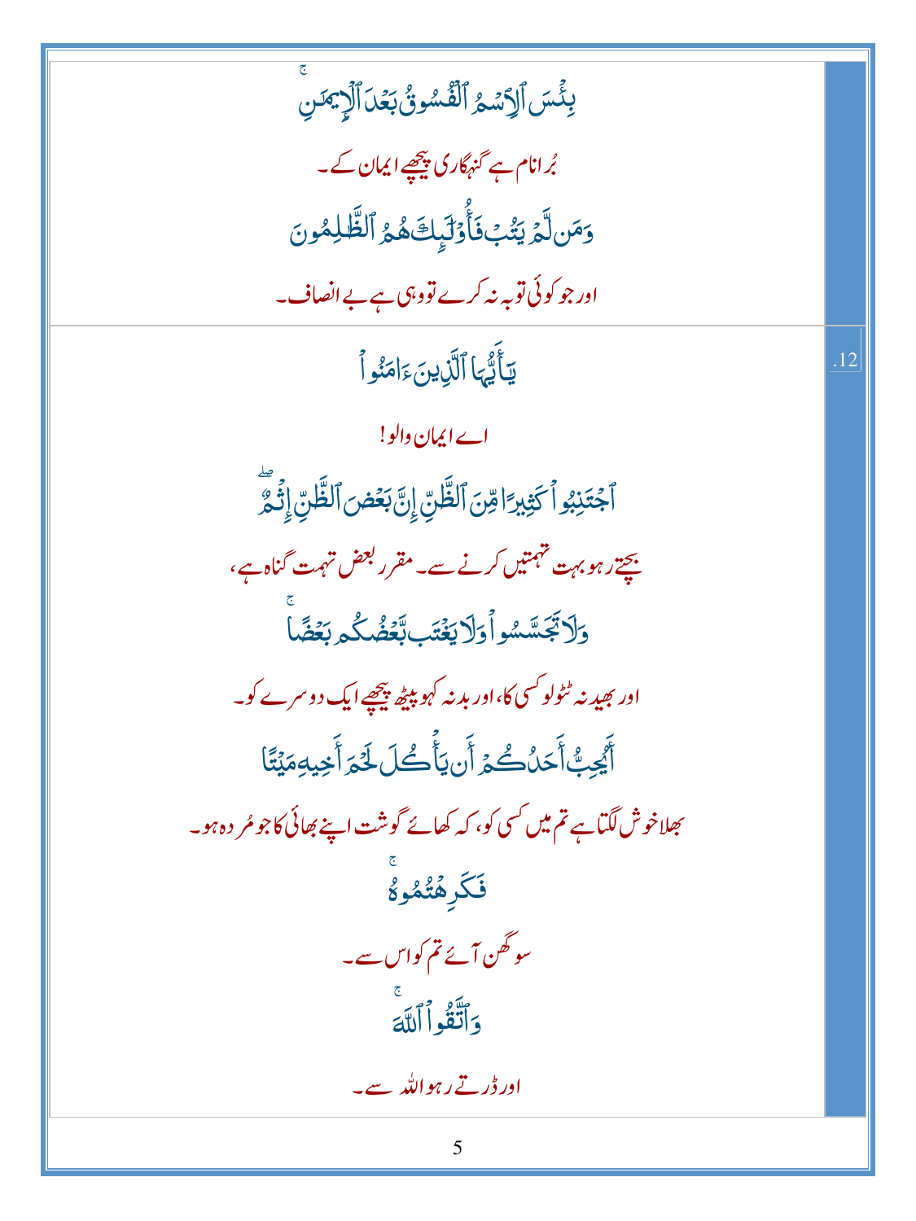بِئْسَ ٱلِٱسْمُ ٱلْفُسُوقُ بَعْدَ ٱلْإِيمَٰنِ ۚ

بُرا نام ہے گنہگاری پیچھے ایمان کے۔

وَمَن لَّمْ يَتُبْ فَأُو۟لَٰٓئِكَ هُمُ ٱلظَّٰلِمُونَ

اور جو کوئی توبہ نہ کرے تو وہی ہے بے انصاف۔

.12

يَٰٓأَيُّهَا ٱلَّذِينَ ءَامَنُوا۟

اے ایمان والو!

ٱجْتَنِبُوا۟ كَثِيرًا مِّنَ ٱلظَّنِّ إِنَّ بَعْضَ ٱلظَّنِّ إِثْمٌ ۖ

بچتے رہو بہت تہمتیں کرنے سے۔ مقرر بعض تہمت گناہ ہے،

وَلَا تَجَسَّسُوا۟ وَلَا يَغْتَب بَّعْضُكُم بَعْضًا ۚ

اور بھید نہ ٹٹولو کسی کا، اور بد نہ کہو پیٹھ پیچھے ایک دوسرے کو۔

أَيُحِبُّ أَحَدُكُمْ أَن يَأْكُلَ لَحْمَ أَخِيهِ مَيْتًا

بھلا خوش لگتا ہے تم میں کسی کو، کہ کھائے گوشت اپنے بھائی کا جو مُردہ ہو۔

فَكَرِهْتُمُوهُ ۚ

سو گھن آئے تم کو اس سے۔

وَٱتَّقُوا۟ ٱللَّهَ ۚ

اور ڈرتے رہو اللہ سے۔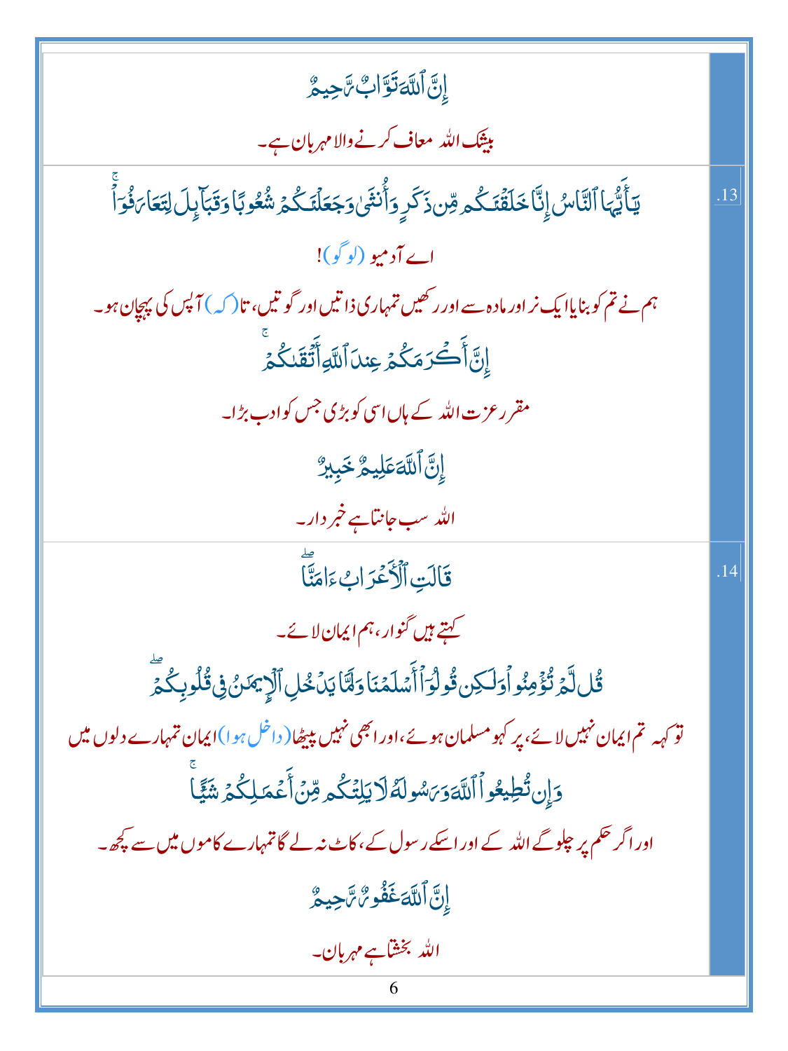| | |
|---|---|
| إِنَّ ٱللَّهَ تَوَّابٌ رَّحِيمٌ<br><br>بیشک اللہ معاف کرنے والا مہربان ہے۔ | |
| يَٰٓأَيُّهَا ٱلنَّاسُ إِنَّا خَلَقْنَٰكُم مِّن ذَكَرٍ وَأُنثَىٰ وَجَعَلْنَٰكُمْ شُعُوبًا وَقَبَآئِلَ لِتَعَارَفُوٓا۟ ۚ<br><br>اے آدمیو (لوگو)!<br><br>ہم نے تم کو بنایا ایک نر اور مادہ سے اور رکھیں تمہاری ذاتیں اور گوتیں، تا(کہ) آپس کی پہچان ہو۔<br><br>إِنَّ أَكْرَمَكُمْ عِندَ ٱللَّهِ أَتْقَىٰكُمْ ۚ<br><br>مقرر عزت اللہ کے ہاں اسی کو بڑی جس کو ادب بڑا۔<br><br>إِنَّ ٱللَّهَ عَلِيمٌ خَبِيرٌ<br><br>اللہ سب جانتا ہے خبردار۔ | .13 |
| قَالَتِ ٱلْأَعْرَابُ ءَامَنَّا ۖ<br><br>کہتے ہیں گنوار، ہم ایمان لائے۔<br><br>قُل لَّمْ تُؤْمِنُوا۟ وَلَٰكِن قُولُوٓا۟ أَسْلَمْنَا وَلَمَّا يَدْخُلِ ٱلْإِيمَٰنُ فِى قُلُوبِكُمْ ۖ<br><br>تو کہہ تم ایمان نہیں لائے، پر کہو مسلمان ہوئے، اور ابھی نہیں پیٹھا (داخل ہوا) ایمان تمہارے دلوں میں<br><br>وَإِن تُطِيعُوا۟ ٱللَّهَ وَرَسُولَهُۥ لَا يَلِتْكُم مِّنْ أَعْمَٰلِكُمْ شَيْـًٔا ۚ<br><br>اور اگر حکم پر چلوگے اللہ کے اور اسکے رسول کے، کاٹ نہ لے گا تمہارے کاموں میں سے کچھ۔<br><br>إِنَّ ٱللَّهَ غَفُورٌ رَّحِيمٌ<br><br>اللہ بخشتا ہے مہربان۔ | .14 |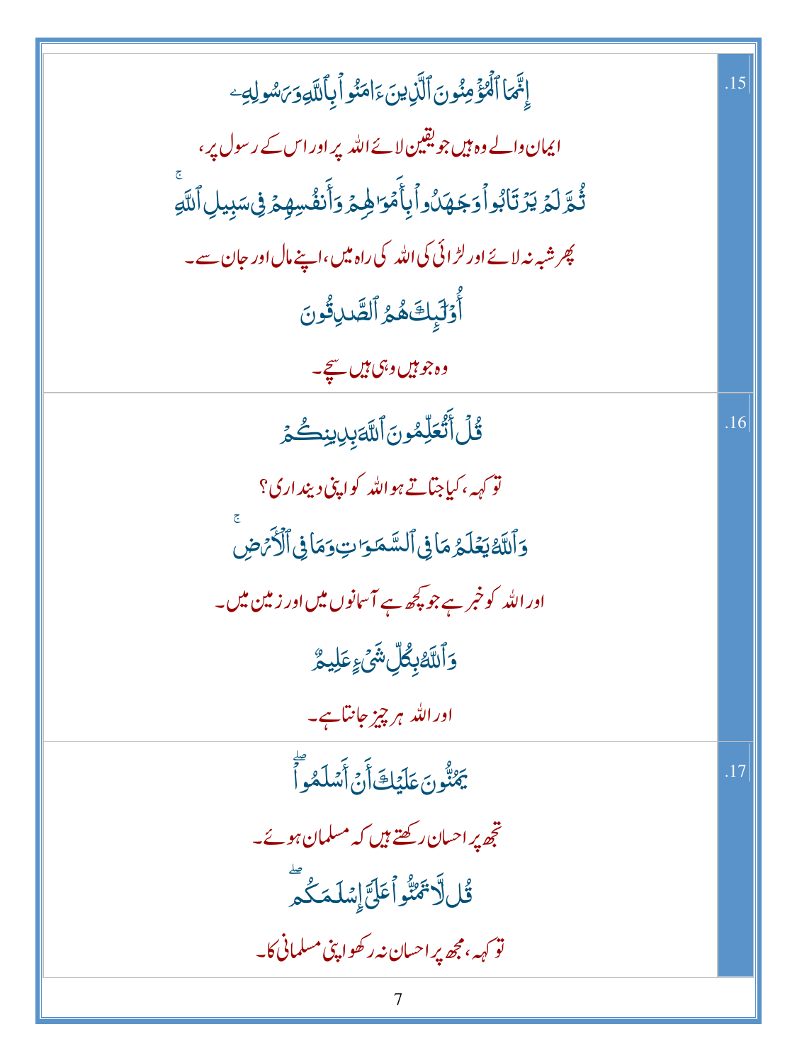| | |
|---|---|
| .15 | إِنَّمَا ٱلْمُؤْمِنُونَ ٱلَّذِينَ ءَامَنُوا۟ بِٱللَّهِ وَرَسُولِهِۦ<br>ایمان والے وہ ہیں جو یقین لائے اللہ پر اور اس کے رسول پر،<br>ثُمَّ لَمْ يَرْتَابُوا۟ وَجَٰهَدُوا۟ بِأَمْوَٰلِهِمْ وَأَنفُسِهِمْ فِى سَبِيلِ ٱللَّهِ ۚ<br>پھر شبہ نہ لائے اور لڑائی کی اللہ کی راہ میں، اپنے مال اور جان سے۔<br>أُو۟لَٰٓئِكَ هُمُ ٱلصَّٰدِقُونَ<br>وہ جو ہیں وہی ہیں سچے۔ |
| .16 | قُلْ أَتُعَلِّمُونَ ٱللَّهَ بِدِينِكُمْ<br>تو کہہ، کیا جتاتے ہو اللہ کو اپنی دینداری؟<br>وَٱللَّهُ يَعْلَمُ مَا فِى ٱلسَّمَٰوَٰتِ وَمَا فِى ٱلْأَرْضِ ۚ<br>اور اللہ کو خبر ہے جو کچھ ہے آسمانوں میں اور زمین میں۔<br>وَٱللَّهُ بِكُلِّ شَىْءٍ عَلِيمٌ<br>اور اللہ ہر چیز جانتا ہے۔ |
| .17 | يَمُنُّونَ عَلَيْكَ أَنْ أَسْلَمُوا۟ ۖ<br>تجھ پر احسان رکھتے ہیں کہ مسلمان ہوئے۔<br>قُل لَّا تَمُنُّوا۟ عَلَىَّ إِسْلَٰمَكُم ۖ<br>تو کہہ، مجھ پر احسان نہ رکھو اپنی مسلمانی کا۔ |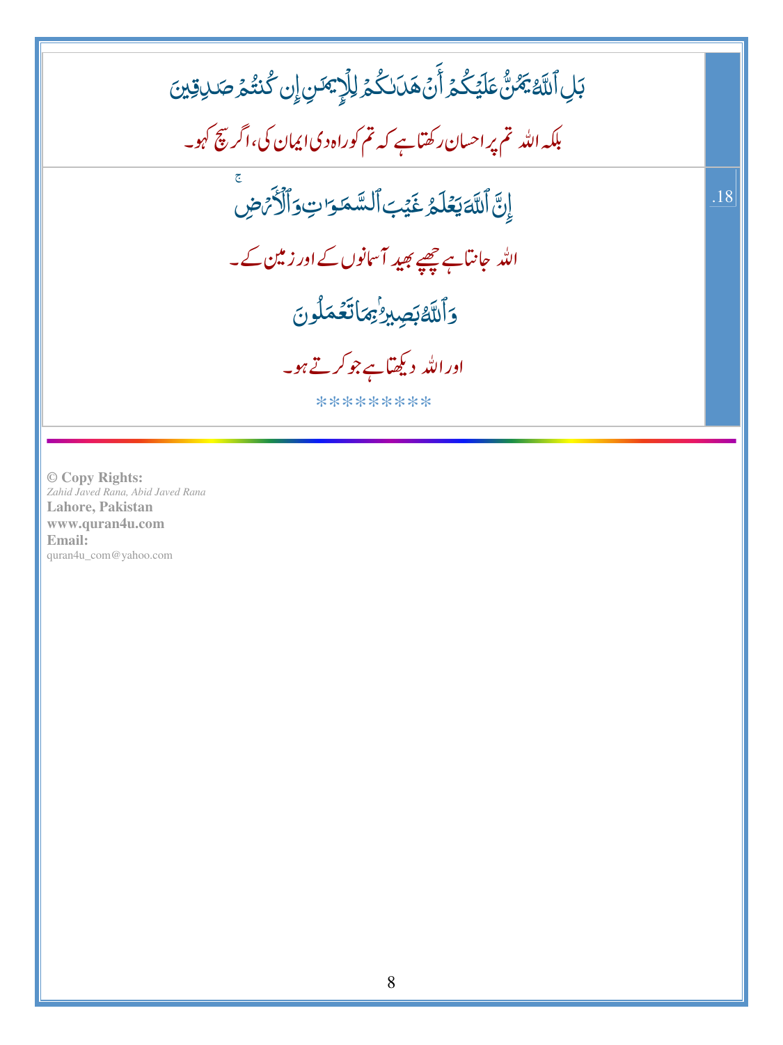بَلِ ٱللَّهُ يَمُنُّ عَلَيۡكُمۡ أَنۡ هَدَىٰكُمۡ لِلۡإِيمَـٰنِ إِن كُنتُمۡ صَـٰدِقِينَ

بلکہ اللہ تم پر احسان رکھتا ہے کہ تم کو راہ دی ایمان کی، اگر سچ کہو۔

.18

إِنَّ ٱللَّهَ يَعۡلَمُ غَيۡبَ ٱلسَّمَـٰوَٲتِ وَٱلۡأَرۡضِ‌ۚ

اللہ جانتا ہے چھپے بھید آسمانوں کے اور زمین کے۔

وَٱللَّهُ بَصِيرُۢ بِمَا تَعۡمَلُونَ

اور اللہ دیکھتا ہے جو کرتے ہو۔

*********

**© Copy Rights:**
*Zahid Javed Rana, Abid Javed Rana*
**Lahore, Pakistan**
**www.quran4u.com**
**Email:**
quran4u_com@yahoo.com